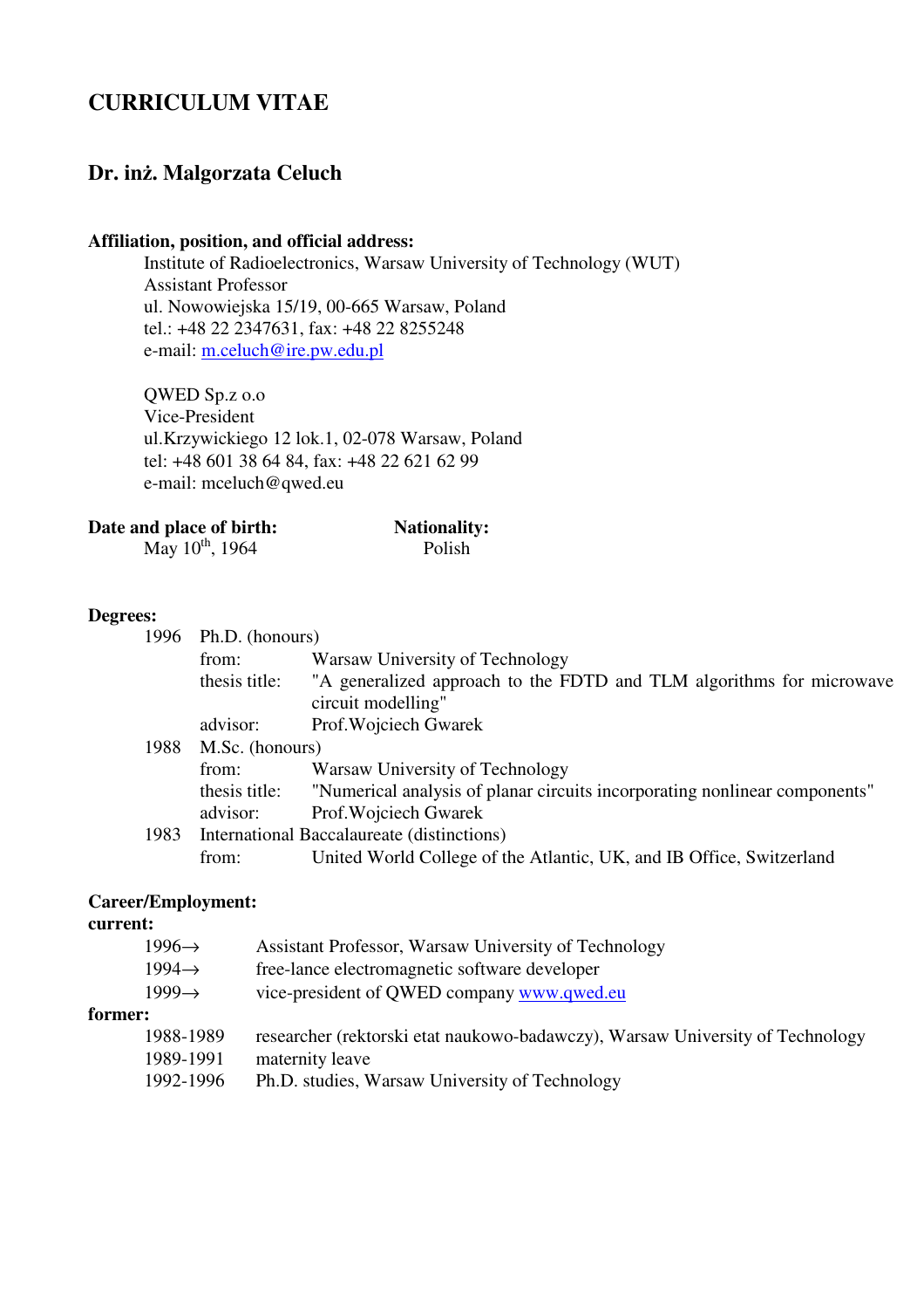# CURRICULUM VITAE

## Dr. inż. Malgorzata Celuch

**Affiliation, position, and official address:**

Institute of Radioelectronics, Warsaw University of Technology (WUT)
Assistant Professor
ul. Nowowiejska 15/19, 00-665 Warsaw, Poland
tel.: +48 22 2347631, fax: +48 22 8255248
e-mail: m.celuch@ire.pw.edu.pl

QWED Sp.z o.o
Vice-President
ul.Krzywickiego 12 lok.1, 02-078 Warsaw, Poland
tel: +48 601 38 64 84, fax: +48 22 621 62 99
e-mail: mceluch@qwed.eu

**Date and place of birth:**
May 10th, 1964

**Nationality:**
Polish

**Degrees:**

1996 Ph.D. (honours)
- from: Warsaw University of Technology
- thesis title: "A generalized approach to the FDTD and TLM algorithms for microwave circuit modelling"
- advisor: Prof.Wojciech Gwarek

1988 M.Sc. (honours)
- from: Warsaw University of Technology
- thesis title: "Numerical analysis of planar circuits incorporating nonlinear components"
- advisor: Prof.Wojciech Gwarek

1983 International Baccalaureate (distinctions)
- from: United World College of the Atlantic, UK, and IB Office, Switzerland

**Career/Employment:**

**current:**

- 1996→ Assistant Professor, Warsaw University of Technology
- 1994→ free-lance electromagnetic software developer
- 1999→ vice-president of QWED company www.qwed.eu

**former:**

- 1988-1989 researcher (rektorski etat naukowo-badawczy), Warsaw University of Technology
- 1989-1991 maternity leave
- 1992-1996 Ph.D. studies, Warsaw University of Technology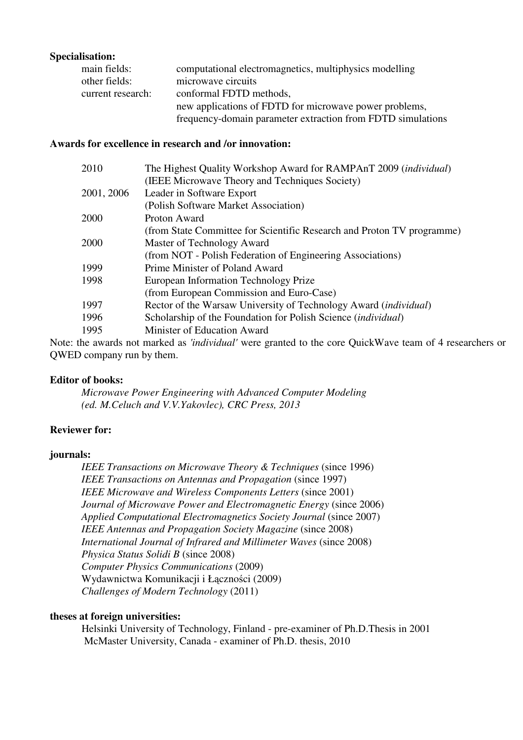**Specialisation:**

| | |
|---|---|
| main fields: | computational electromagnetics, multiphysics modelling |
| other fields: | microwave circuits |
| current research: | conformal FDTD methods,<br>new applications of FDTD for microwave power problems,<br>frequency-domain parameter extraction from FDTD simulations |

**Awards for excellence in research and /or innovation:**

| | |
|---|---|
| 2010 | The Highest Quality Workshop Award for RAMPAnT 2009 (*individual*)<br>(IEEE Microwave Theory and Techniques Society) |
| 2001, 2006 | Leader in Software Export<br>(Polish Software Market Association) |
| 2000 | Proton Award<br>(from State Committee for Scientific Research and Proton TV programme) |
| 2000 | Master of Technology Award<br>(from NOT - Polish Federation of Engineering Associations) |
| 1999 | Prime Minister of Poland Award |
| 1998 | European Information Technology Prize<br>(from European Commission and Euro-Case) |
| 1997 | Rector of the Warsaw University of Technology Award (*individual*) |
| 1996 | Scholarship of the Foundation for Polish Science (*individual*) |
| 1995 | Minister of Education Award |

Note: the awards not marked as *'individual'* were granted to the core QuickWave team of 4 researchers or QWED company run by them.

**Editor of books:**

*Microwave Power Engineering with Advanced Computer Modeling (ed. M.Celuch and V.V.Yakovlec), CRC Press, 2013*

**Reviewer for:**

**journals:**

*IEEE Transactions on Microwave Theory & Techniques* (since 1996)
*IEEE Transactions on Antennas and Propagation* (since 1997)
*IEEE Microwave and Wireless Components Letters* (since 2001)
*Journal of Microwave Power and Electromagnetic Energy* (since 2006)
*Applied Computational Electromagnetics Society Journal* (since 2007)
*IEEE Antennas and Propagation Society Magazine* (since 2008)
*International Journal of Infrared and Millimeter Waves* (since 2008)
*Physica Status Solidi B* (since 2008)
*Computer Physics Communications* (2009)
Wydawnictwa Komunikacji i Łączności (2009)
*Challenges of Modern Technology* (2011)

**theses at foreign universities:**

Helsinki University of Technology, Finland - pre-examiner of Ph.D.Thesis in 2001
McMaster University, Canada - examiner of Ph.D. thesis, 2010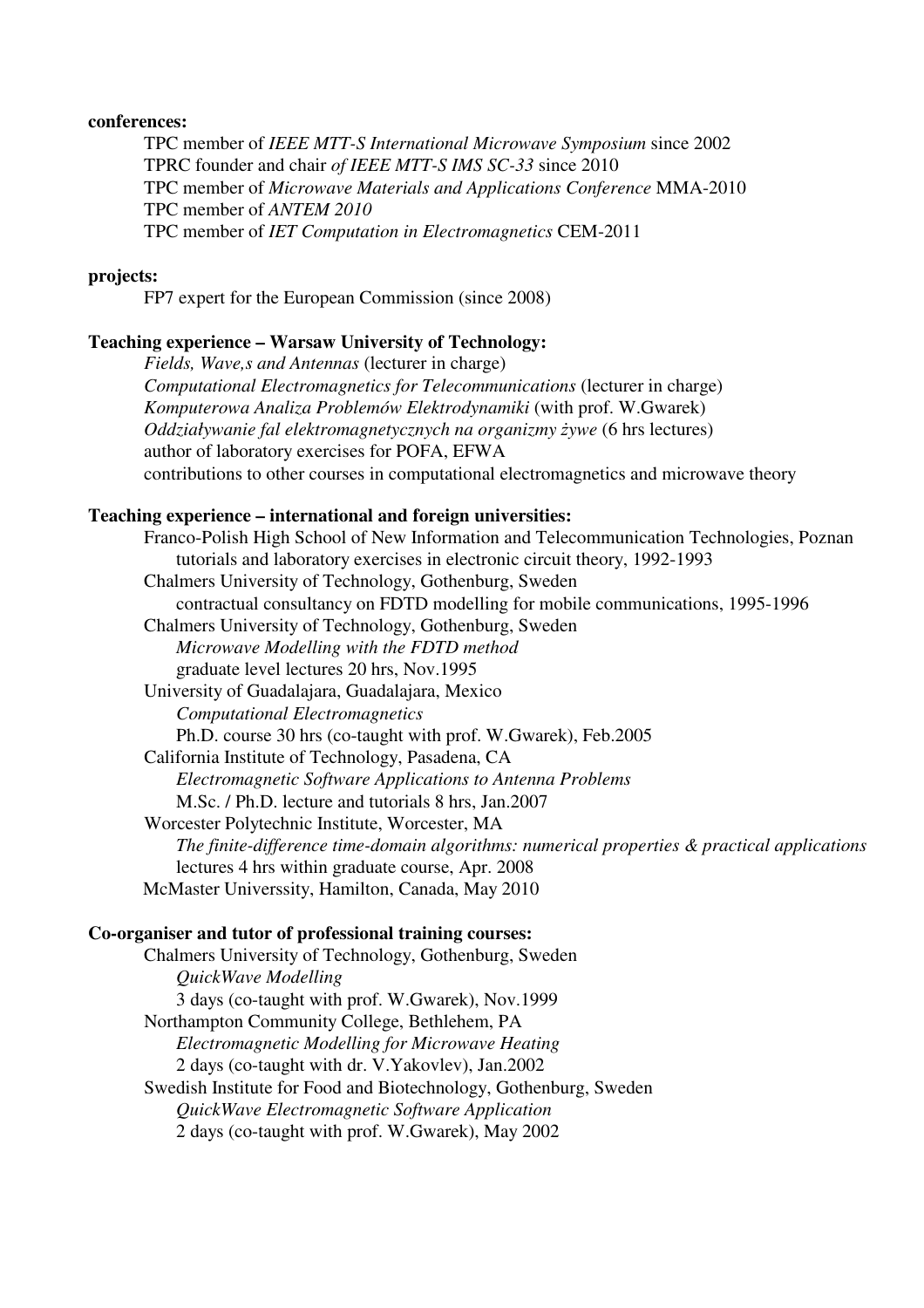**conferences:**

TPC member of *IEEE MTT-S International Microwave Symposium* since 2002
TPRC founder and chair *of IEEE MTT-S IMS SC-33* since 2010
TPC member of *Microwave Materials and Applications Conference* MMA-2010
TPC member of *ANTEM 2010*
TPC member of *IET Computation in Electromagnetics* CEM-2011

**projects:**

FP7 expert for the European Commission (since 2008)

**Teaching experience – Warsaw University of Technology:**

*Fields, Wave,s and Antennas* (lecturer in charge)
*Computational Electromagnetics for Telecommunications* (lecturer in charge)
*Komputerowa Analiza Problemów Elektrodynamiki* (with prof. W.Gwarek)
*Oddziaływanie fal elektromagnetycznych na organizmy żywe* (6 hrs lectures)
author of laboratory exercises for POFA, EFWA
contributions to other courses in computational electromagnetics and microwave theory

**Teaching experience – international and foreign universities:**

Franco-Polish High School of New Information and Telecommunication Technologies, Poznan
  tutorials and laboratory exercises in electronic circuit theory, 1992-1993
Chalmers University of Technology, Gothenburg, Sweden
  contractual consultancy on FDTD modelling for mobile communications, 1995-1996
Chalmers University of Technology, Gothenburg, Sweden
  *Microwave Modelling with the FDTD method*
  graduate level lectures 20 hrs, Nov.1995
University of Guadalajara, Guadalajara, Mexico
  *Computational Electromagnetics*
  Ph.D. course 30 hrs (co-taught with prof. W.Gwarek), Feb.2005
California Institute of Technology, Pasadena, CA
  *Electromagnetic Software Applications to Antenna Problems*
  M.Sc. / Ph.D. lecture and tutorials 8 hrs, Jan.2007
Worcester Polytechnic Institute, Worcester, MA
  *The finite-difference time-domain algorithms: numerical properties & practical applications*
  lectures 4 hrs within graduate course, Apr. 2008
McMaster Universsity, Hamilton, Canada, May 2010

**Co-organiser and tutor of professional training courses:**

Chalmers University of Technology, Gothenburg, Sweden
  *QuickWave Modelling*
  3 days (co-taught with prof. W.Gwarek), Nov.1999
Northampton Community College, Bethlehem, PA
  *Electromagnetic Modelling for Microwave Heating*
  2 days (co-taught with dr. V.Yakovlev), Jan.2002
Swedish Institute for Food and Biotechnology, Gothenburg, Sweden
  *QuickWave Electromagnetic Software Application*
  2 days (co-taught with prof. W.Gwarek), May 2002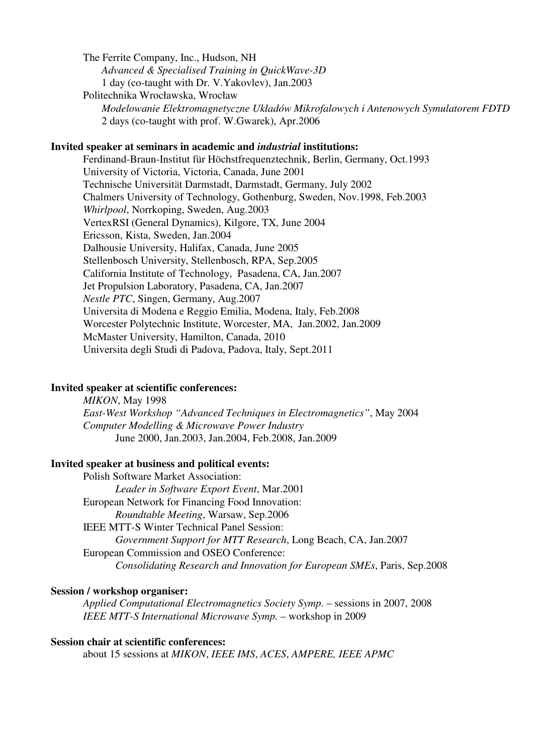The Ferrite Company, Inc., Hudson, NH
*Advanced & Specialised Training in QuickWave-3D*
1 day (co-taught with Dr. V.Yakovlev), Jan.2003

Politechnika Wrocławska, Wrocław
*Modelowanie Elektromagnetyczne Układów Mikrofalowych i Antenowych Symulatorem FDTD*
2 days (co-taught with prof. W.Gwarek), Apr.2006

**Invited speaker at seminars in academic and *industrial* institutions:**

Ferdinand-Braun-Institut für Höchstfrequenztechnik, Berlin, Germany, Oct.1993
University of Victoria, Victoria, Canada, June 2001
Technische Universität Darmstadt, Darmstadt, Germany, July 2002
Chalmers University of Technology, Gothenburg, Sweden, Nov.1998, Feb.2003
*Whirlpool*, Norrkoping, Sweden, Aug.2003
VertexRSI (General Dynamics), Kilgore, TX, June 2004
Ericsson, Kista, Sweden, Jan.2004
Dalhousie University, Halifax, Canada, June 2005
Stellenbosch University, Stellenbosch, RPA, Sep.2005
California Institute of Technology, Pasadena, CA, Jan.2007
Jet Propulsion Laboratory, Pasadena, CA, Jan.2007
*Nestle PTC*, Singen, Germany, Aug.2007
Universita di Modena e Reggio Emilia, Modena, Italy, Feb.2008
Worcester Polytechnic Institute, Worcester, MA, Jan.2002, Jan.2009
McMaster University, Hamilton, Canada, 2010
Universita degli Studi di Padova, Padova, Italy, Sept.2011

**Invited speaker at scientific conferences:**

*MIKON*, May 1998
*East-West Workshop "Advanced Techniques in Electromagnetics"*, May 2004
*Computer Modelling & Microwave Power Industry*
June 2000, Jan.2003, Jan.2004, Feb.2008, Jan.2009

**Invited speaker at business and political events:**

Polish Software Market Association:
*Leader in Software Export Event*, Mar.2001

European Network for Financing Food Innovation:
*Roundtable Meeting*, Warsaw, Sep.2006

IEEE MTT-S Winter Technical Panel Session:
*Government Support for MTT Research*, Long Beach, CA, Jan.2007

European Commission and OSEO Conference:
*Consolidating Research and Innovation for European SMEs*, Paris, Sep.2008

**Session / workshop organiser:**

*Applied Computational Electromagnetics Society Symp.* – sessions in 2007, 2008
*IEEE MTT-S International Microwave Symp.* – workshop in 2009

**Session chair at scientific conferences:**

about 15 sessions at *MIKON*, *IEEE IMS*, *ACES*, *AMPERE, IEEE APMC*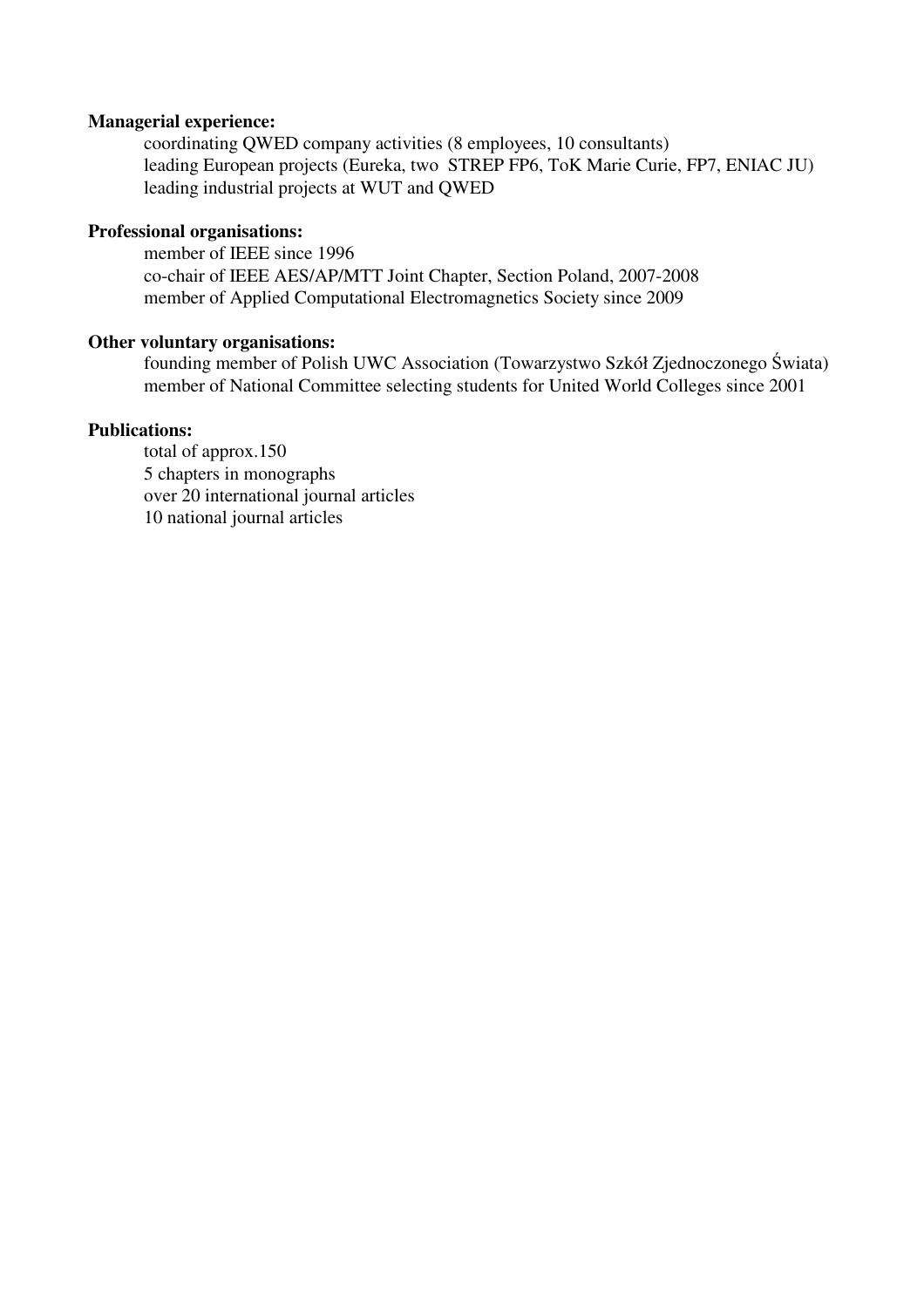**Managerial experience:**

coordinating QWED company activities (8 employees, 10 consultants)
leading European projects (Eureka, two STREP FP6, ToK Marie Curie, FP7, ENIAC JU)
leading industrial projects at WUT and QWED

**Professional organisations:**

member of IEEE since 1996
co-chair of IEEE AES/AP/MTT Joint Chapter, Section Poland, 2007-2008
member of Applied Computational Electromagnetics Society since 2009

**Other voluntary organisations:**

founding member of Polish UWC Association (Towarzystwo Szkół Zjednoczonego Świata)
member of National Committee selecting students for United World Colleges since 2001

**Publications:**

total of approx.150
5 chapters in monographs
over 20 international journal articles
10 national journal articles